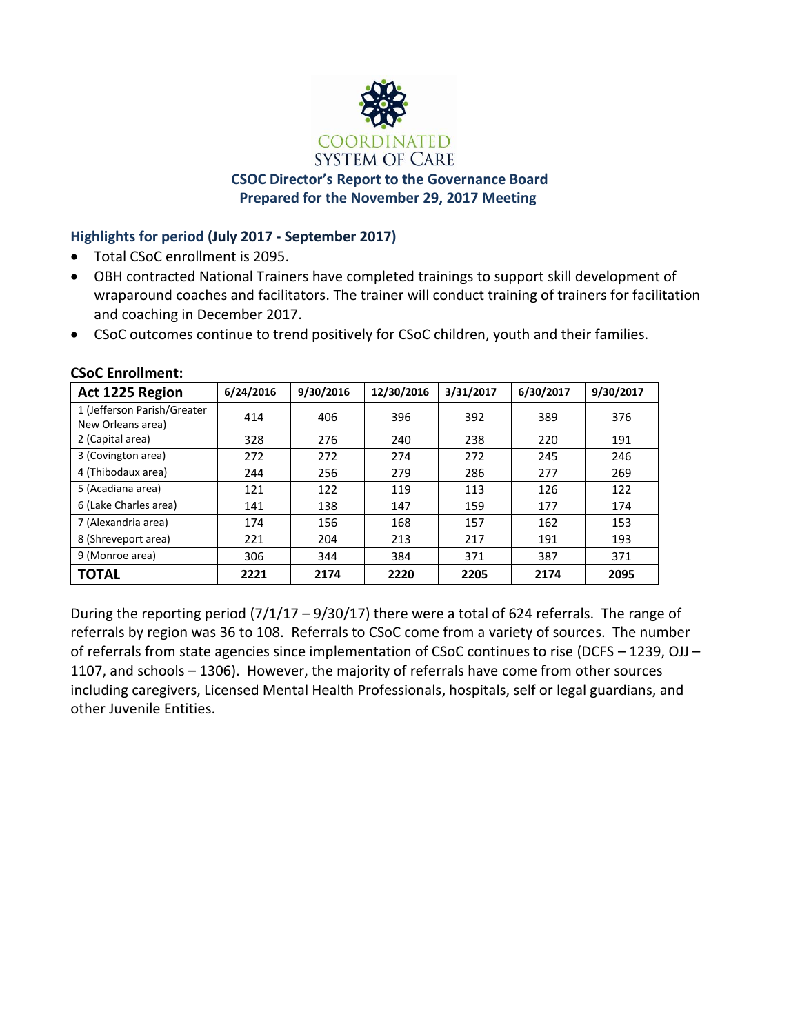COORDINATED SYSTEM OF CARE

# CSOC Director's Report to the Governance Board
## Prepared for the November 29, 2017 Meeting

### Highlights for period (July 2017 - September 2017)

- Total CSoC enrollment is 2095.
- OBH contracted National Trainers have completed trainings to support skill development of wraparound coaches and facilitators. The trainer will conduct training of trainers for facilitation and coaching in December 2017.
- CSoC outcomes continue to trend positively for CSoC children, youth and their families.

**CSoC Enrollment:**

| Act 1225 Region | 6/24/2016 | 9/30/2016 | 12/30/2016 | 3/31/2017 | 6/30/2017 | 9/30/2017 |
|---|---|---|---|---|---|---|
| 1 (Jefferson Parish/Greater New Orleans area) | 414 | 406 | 396 | 392 | 389 | 376 |
| 2 (Capital area) | 328 | 276 | 240 | 238 | 220 | 191 |
| 3 (Covington area) | 272 | 272 | 274 | 272 | 245 | 246 |
| 4 (Thibodaux area) | 244 | 256 | 279 | 286 | 277 | 269 |
| 5 (Acadiana area) | 121 | 122 | 119 | 113 | 126 | 122 |
| 6 (Lake Charles area) | 141 | 138 | 147 | 159 | 177 | 174 |
| 7 (Alexandria area) | 174 | 156 | 168 | 157 | 162 | 153 |
| 8 (Shreveport area) | 221 | 204 | 213 | 217 | 191 | 193 |
| 9 (Monroe area) | 306 | 344 | 384 | 371 | 387 | 371 |
| **TOTAL** | **2221** | **2174** | **2220** | **2205** | **2174** | **2095** |

During the reporting period (7/1/17 – 9/30/17) there were a total of 624 referrals. The range of referrals by region was 36 to 108. Referrals to CSoC come from a variety of sources. The number of referrals from state agencies since implementation of CSoC continues to rise (DCFS – 1239, OJJ – 1107, and schools – 1306). However, the majority of referrals have come from other sources including caregivers, Licensed Mental Health Professionals, hospitals, self or legal guardians, and other Juvenile Entities.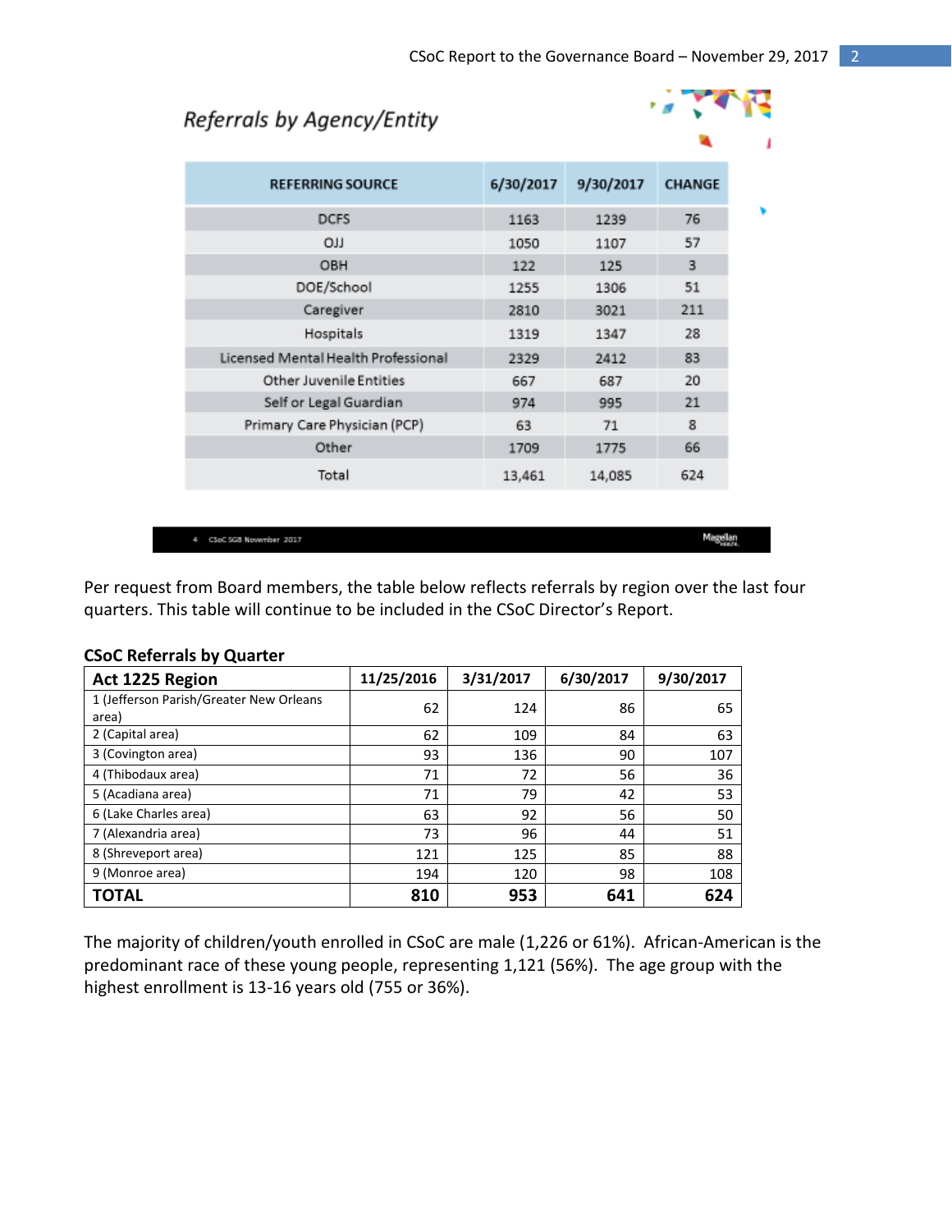*Referrals by Agency/Entity*

| REFERRING SOURCE | 6/30/2017 | 9/30/2017 | CHANGE |
|---|---|---|---|
| DCFS | 1163 | 1239 | 76 |
| OJJ | 1050 | 1107 | 57 |
| OBH | 122 | 125 | 3 |
| DOE/School | 1255 | 1306 | 51 |
| Caregiver | 2810 | 3021 | 211 |
| Hospitals | 1319 | 1347 | 28 |
| Licensed Mental Health Professional | 2329 | 2412 | 83 |
| Other Juvenile Entities | 667 | 687 | 20 |
| Self or Legal Guardian | 974 | 995 | 21 |
| Primary Care Physician (PCP) | 63 | 71 | 8 |
| Other | 1709 | 1775 | 66 |
| Total | 13,461 | 14,085 | 624 |

Per request from Board members, the table below reflects referrals by region over the last four quarters. This table will continue to be included in the CSoC Director's Report.

**CSoC Referrals by Quarter**

| **Act 1225 Region** | **11/25/2016** | **3/31/2017** | **6/30/2017** | **9/30/2017** |
|---|---|---|---|---|
| 1 (Jefferson Parish/Greater New Orleans area) | 62 | 124 | 86 | 65 |
| 2 (Capital area) | 62 | 109 | 84 | 63 |
| 3 (Covington area) | 93 | 136 | 90 | 107 |
| 4 (Thibodaux area) | 71 | 72 | 56 | 36 |
| 5 (Acadiana area) | 71 | 79 | 42 | 53 |
| 6 (Lake Charles area) | 63 | 92 | 56 | 50 |
| 7 (Alexandria area) | 73 | 96 | 44 | 51 |
| 8 (Shreveport area) | 121 | 125 | 85 | 88 |
| 9 (Monroe area) | 194 | 120 | 98 | 108 |
| **TOTAL** | **810** | **953** | **641** | **624** |

The majority of children/youth enrolled in CSoC are male (1,226 or 61%). African-American is the predominant race of these young people, representing 1,121 (56%). The age group with the highest enrollment is 13-16 years old (755 or 36%).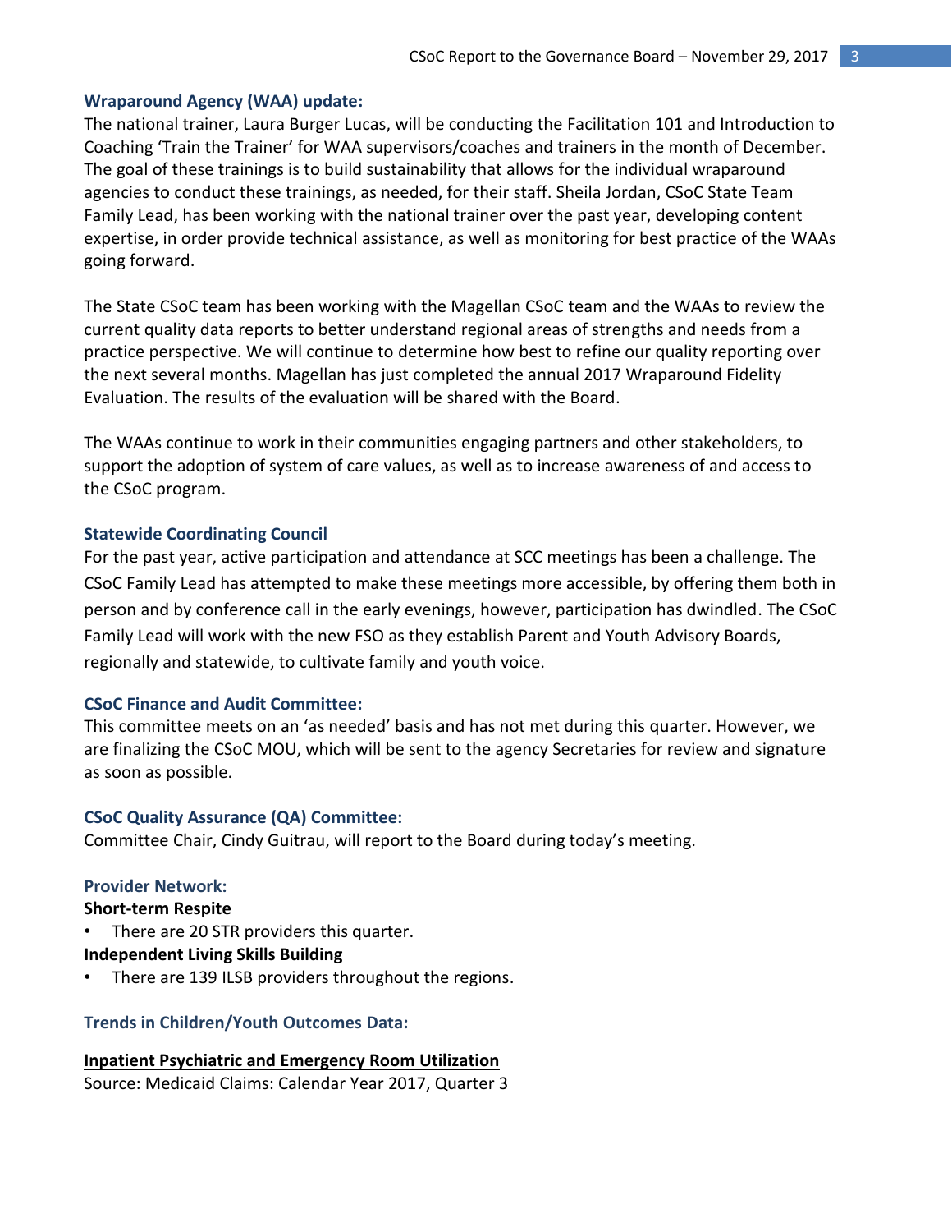### Wraparound Agency (WAA) update:

The national trainer, Laura Burger Lucas, will be conducting the Facilitation 101 and Introduction to Coaching 'Train the Trainer' for WAA supervisors/coaches and trainers in the month of December. The goal of these trainings is to build sustainability that allows for the individual wraparound agencies to conduct these trainings, as needed, for their staff. Sheila Jordan, CSoC State Team Family Lead, has been working with the national trainer over the past year, developing content expertise, in order provide technical assistance, as well as monitoring for best practice of the WAAs going forward.

The State CSoC team has been working with the Magellan CSoC team and the WAAs to review the current quality data reports to better understand regional areas of strengths and needs from a practice perspective. We will continue to determine how best to refine our quality reporting over the next several months. Magellan has just completed the annual 2017 Wraparound Fidelity Evaluation. The results of the evaluation will be shared with the Board.

The WAAs continue to work in their communities engaging partners and other stakeholders, to support the adoption of system of care values, as well as to increase awareness of and access to the CSoC program.

### Statewide Coordinating Council

For the past year, active participation and attendance at SCC meetings has been a challenge. The CSoC Family Lead has attempted to make these meetings more accessible, by offering them both in person and by conference call in the early evenings, however, participation has dwindled. The CSoC Family Lead will work with the new FSO as they establish Parent and Youth Advisory Boards, regionally and statewide, to cultivate family and youth voice.

### CSoC Finance and Audit Committee:

This committee meets on an 'as needed' basis and has not met during this quarter. However, we are finalizing the CSoC MOU, which will be sent to the agency Secretaries for review and signature as soon as possible.

### CSoC Quality Assurance (QA) Committee:

Committee Chair, Cindy Guitrau, will report to the Board during today's meeting.

### Provider Network:

**Short-term Respite**

- There are 20 STR providers this quarter.

**Independent Living Skills Building**

- There are 139 ILSB providers throughout the regions.

### Trends in Children/Youth Outcomes Data:

**Inpatient Psychiatric and Emergency Room Utilization**

Source: Medicaid Claims: Calendar Year 2017, Quarter 3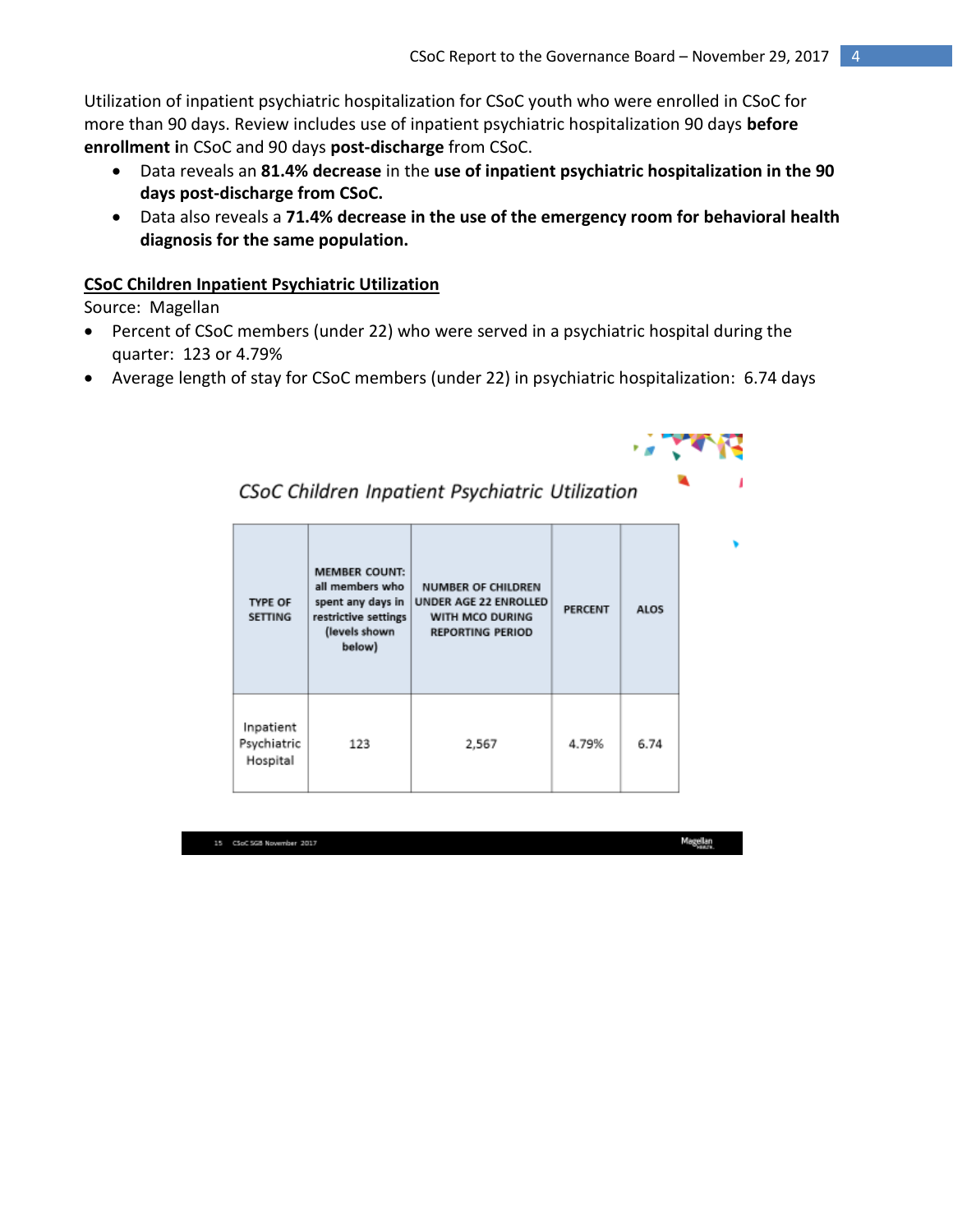Utilization of inpatient psychiatric hospitalization for CSoC youth who were enrolled in CSoC for more than 90 days. Review includes use of inpatient psychiatric hospitalization 90 days **before enrollment i**n CSoC and 90 days **post-discharge** from CSoC.

- Data reveals an **81.4% decrease** in the **use of inpatient psychiatric hospitalization in the 90 days post-discharge from CSoC.**
- Data also reveals a **71.4% decrease in the use of the emergency room for behavioral health diagnosis for the same population.**

**CSoC Children Inpatient Psychiatric Utilization**

Source: Magellan

- Percent of CSoC members (under 22) who were served in a psychiatric hospital during the quarter: 123 or 4.79%
- Average length of stay for CSoC members (under 22) in psychiatric hospitalization: 6.74 days

*CSoC Children Inpatient Psychiatric Utilization*

| TYPE OF SETTING | MEMBER COUNT: all members who spent any days in restrictive settings (levels shown below) | NUMBER OF CHILDREN UNDER AGE 22 ENROLLED WITH MCO DURING REPORTING PERIOD | PERCENT | ALOS |
|---|---|---|---|---|
| Inpatient Psychiatric Hospital | 123 | 2,567 | 4.79% | 6.74 |

15 CSoC SGB November 2017 Magellan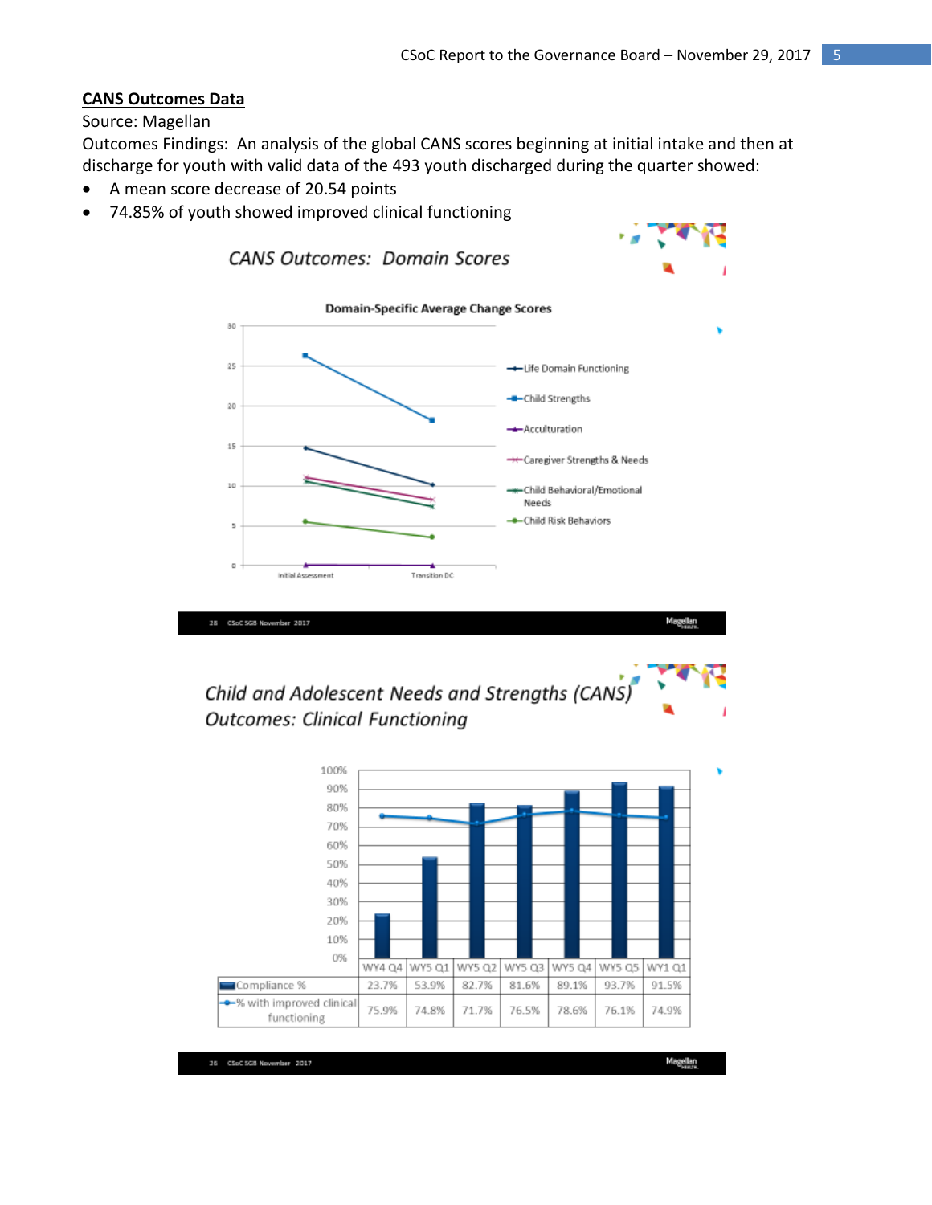**CANS Outcomes Data**

Source: Magellan

Outcomes Findings: An analysis of the global CANS scores beginning at initial intake and then at discharge for youth with valid data of the 493 youth discharged during the quarter showed:

- A mean score decrease of 20.54 points
- 74.85% of youth showed improved clinical functioning

## CANS Outcomes: Domain Scores

**Domain-Specific Average Change Scores**

Legend: Life Domain Functioning; Child Strengths; Acculturation; Caregiver Strengths & Needs; Child Behavioral/Emotional Needs; Child Risk Behaviors

X-axis: Initial Assessment, Transition DC

## Child and Adolescent Needs and Strengths (CANS) Outcomes: Clinical Functioning

| | WY4 Q4 | WY5 Q1 | WY5 Q2 | WY5 Q3 | WY5 Q4 | WY5 Q5 | WY1 Q1 |
|---|---|---|---|---|---|---|---|
| Compliance % | 23.7% | 53.9% | 82.7% | 81.6% | 89.1% | 93.7% | 91.5% |
| % with improved clinical functioning | 75.9% | 74.8% | 71.7% | 76.5% | 78.6% | 76.1% | 74.9% |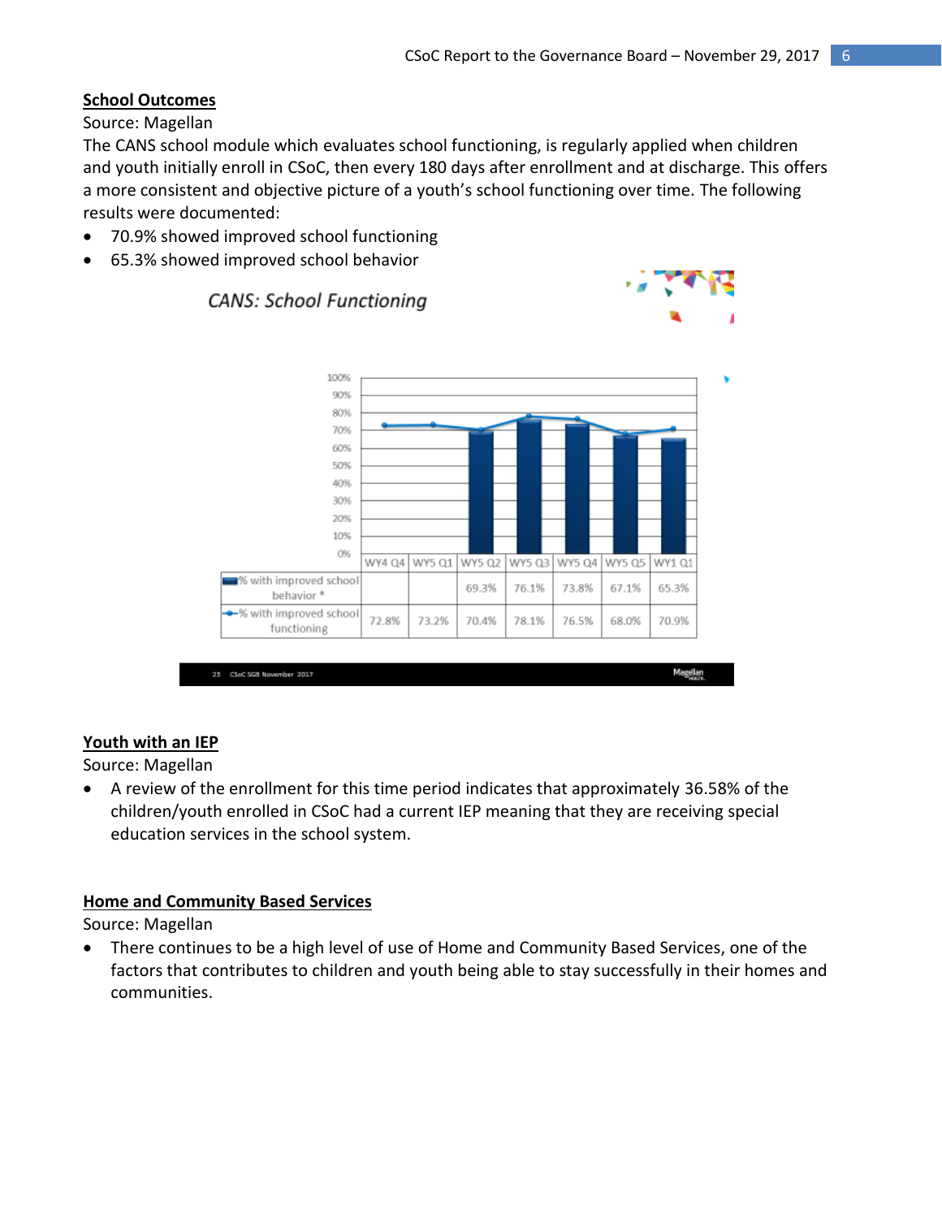**School Outcomes**

Source: Magellan

The CANS school module which evaluates school functioning, is regularly applied when children and youth initially enroll in CSoC, then every 180 days after enrollment and at discharge. This offers a more consistent and objective picture of a youth's school functioning over time. The following results were documented:

- 70.9% showed improved school functioning
- 65.3% showed improved school behavior

*CANS: School Functioning*

| | WY4 Q4 | WY5 Q1 | WY5 Q2 | WY5 Q3 | WY5 Q4 | WY5 Q5 | WY1 Q1 |
|---|---|---|---|---|---|---|---|
| % with improved school behavior * | | | 69.3% | 76.1% | 73.8% | 67.1% | 65.3% |
| % with improved school functioning | 72.8% | 73.2% | 70.4% | 78.1% | 76.5% | 68.0% | 70.9% |

23 CSoC SGB November 2017

**Youth with an IEP**

Source: Magellan

- A review of the enrollment for this time period indicates that approximately 36.58% of the children/youth enrolled in CSoC had a current IEP meaning that they are receiving special education services in the school system.

**Home and Community Based Services**

Source: Magellan

- There continues to be a high level of use of Home and Community Based Services, one of the factors that contributes to children and youth being able to stay successfully in their homes and communities.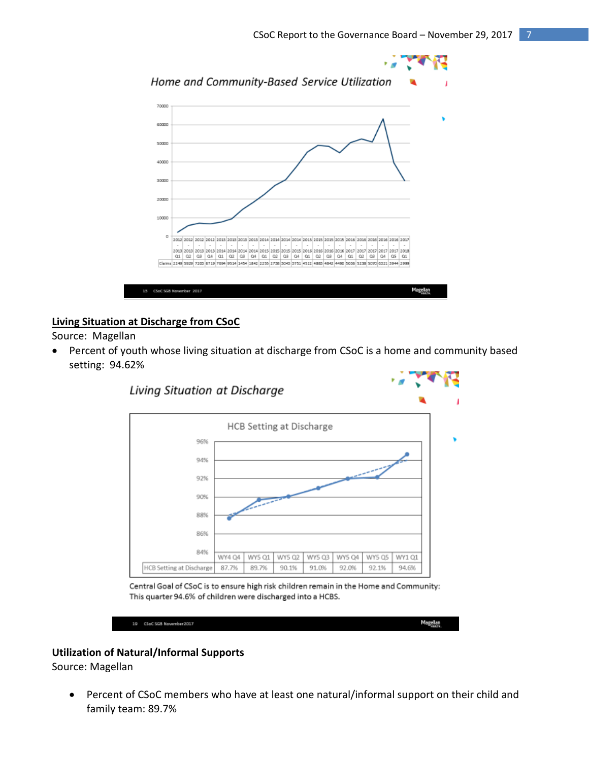Home and Community-Based Service Utilization

70000
60000
50000
40000
30000
20000
10000
0

2012-2013 Q1, 2012-2013 Q2, 2012-2013 Q3, 2012-2013 Q4, 2013-2014 Q1, 2013-2014 Q2, 2013-2014 Q3, 2013-2014 Q4, 2014-2015 Q1, 2014-2015 Q2, 2014-2015 Q3, 2014-2015 Q4, 2015-2016 Q1, 2015-2016 Q2, 2015-2016 Q3, 2015-2016 Q4, 2016-2017 Q1, 2016-2017 Q2, 2016-2017 Q3, 2016-2017 Q4, 2016-2017 Q5, 2017-2018 Q1

Claims 2249 5929 7205 6719 7694 9514 1454 1842 2255 2738 3045 3751 4522 4885 4842 4490 5056 5238 5070 6321 3944 2999

15 CSoC SGB November 2017

Magellan

## Living Situation at Discharge from CSoC

Source: Magellan

- Percent of youth whose living situation at discharge from CSoC is a home and community based setting: 94.62%

Living Situation at Discharge

HCB Setting at Discharge

96%
94%
92%
90%
88%
86%
84%

HCB Setting at Discharge: WY4 Q4 87.7%, WY5 Q1 89.7%, WY5 Q2 90.1%, WY5 Q3 91.0%, WY5 Q4 92.0%, WY5 Q5 92.1%, WY1 Q1 94.6%

Central Goal of CSoC is to ensure high risk children remain in the Home and Community: This quarter 94.6% of children were discharged into a HCBS.

19 CSoC SGB November2017

Magellan

## Utilization of Natural/Informal Supports

Source: Magellan

- Percent of CSoC members who have at least one natural/informal support on their child and family team: 89.7%